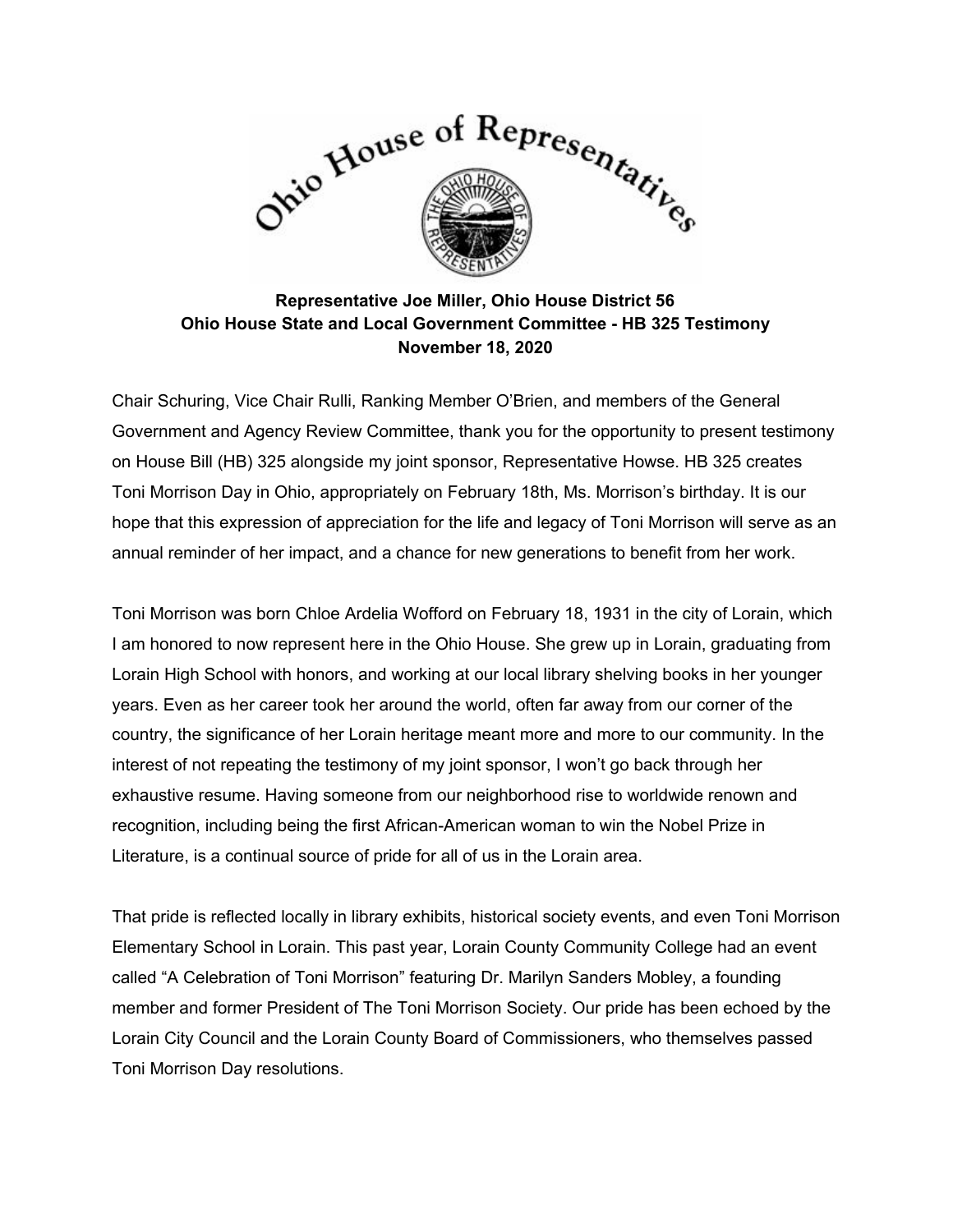**Representative Joe Miller, Ohio House District 56**
**Ohio House State and Local Government Committee - HB 325 Testimony**
**November 18, 2020**

Chair Schuring, Vice Chair Rulli, Ranking Member O'Brien, and members of the General Government and Agency Review Committee, thank you for the opportunity to present testimony on House Bill (HB) 325 alongside my joint sponsor, Representative Howse. HB 325 creates Toni Morrison Day in Ohio, appropriately on February 18th, Ms. Morrison's birthday. It is our hope that this expression of appreciation for the life and legacy of Toni Morrison will serve as an annual reminder of her impact, and a chance for new generations to benefit from her work.

Toni Morrison was born Chloe Ardelia Wofford on February 18, 1931 in the city of Lorain, which I am honored to now represent here in the Ohio House. She grew up in Lorain, graduating from Lorain High School with honors, and working at our local library shelving books in her younger years. Even as her career took her around the world, often far away from our corner of the country, the significance of her Lorain heritage meant more and more to our community. In the interest of not repeating the testimony of my joint sponsor, I won't go back through her exhaustive resume. Having someone from our neighborhood rise to worldwide renown and recognition, including being the first African-American woman to win the Nobel Prize in Literature, is a continual source of pride for all of us in the Lorain area.

That pride is reflected locally in library exhibits, historical society events, and even Toni Morrison Elementary School in Lorain. This past year, Lorain County Community College had an event called "A Celebration of Toni Morrison" featuring Dr. Marilyn Sanders Mobley, a founding member and former President of The Toni Morrison Society. Our pride has been echoed by the Lorain City Council and the Lorain County Board of Commissioners, who themselves passed Toni Morrison Day resolutions.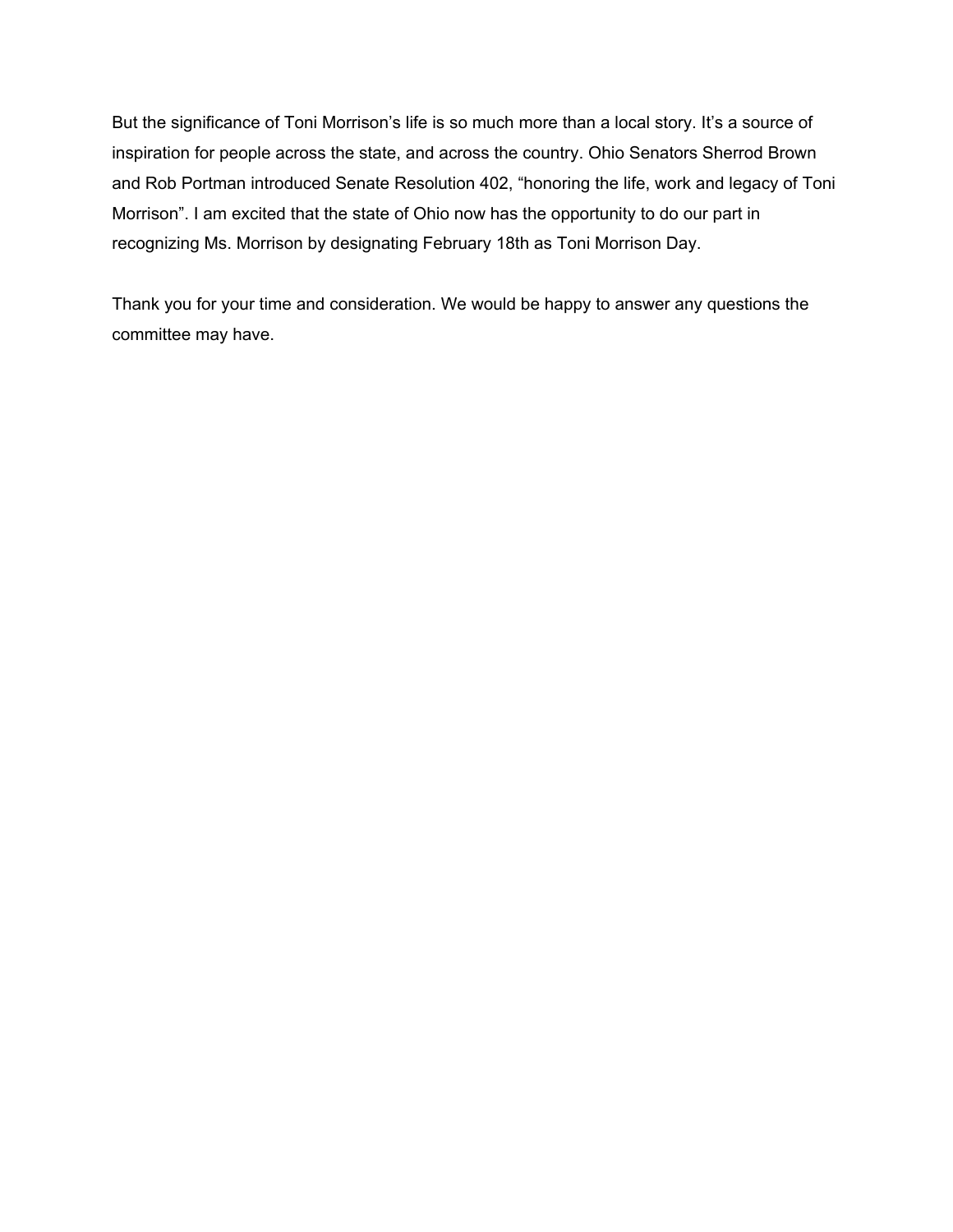But the significance of Toni Morrison's life is so much more than a local story. It's a source of inspiration for people across the state, and across the country. Ohio Senators Sherrod Brown and Rob Portman introduced Senate Resolution 402, "honoring the life, work and legacy of Toni Morrison". I am excited that the state of Ohio now has the opportunity to do our part in recognizing Ms. Morrison by designating February 18th as Toni Morrison Day.

Thank you for your time and consideration. We would be happy to answer any questions the committee may have.